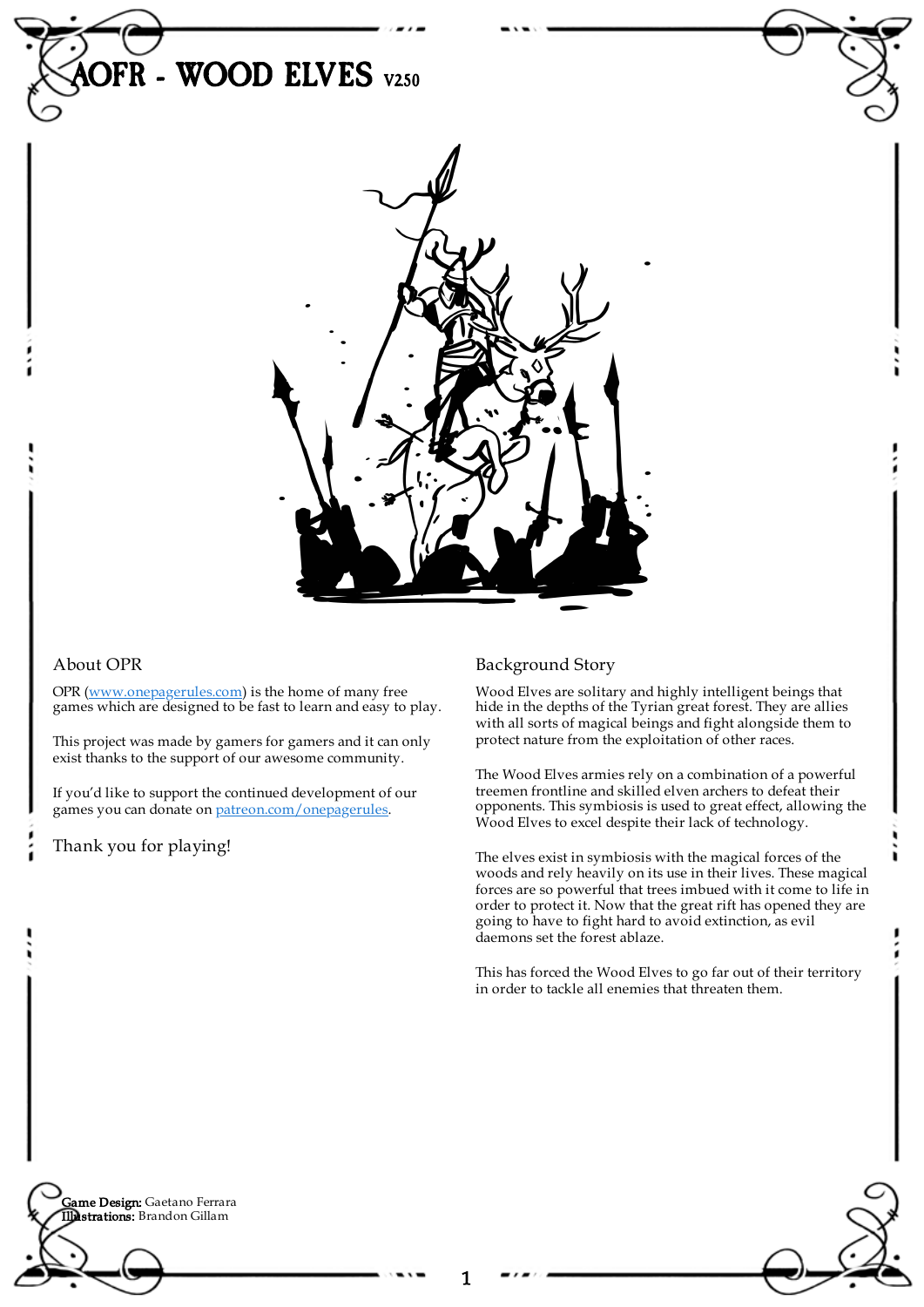# AOFR - WOOD ELVES V2.50

## About OPR

OPR ([www.onepagerules.com](www.onepagerules.com)) is the home of many free games which are designed to be fast to learn and easy to play.

This project was made by gamers for gamers and it can only exist thanks to the support of our awesome community.

If you'd like to support the continued development of our games you can donate on [patreon.com/onepagerules](patreon.com/onepagerules).

Thank you for playing!

## Background Story

Wood Elves are solitary and highly intelligent beings that hide in the depths of the Tyrian great forest. They are allies with all sorts of magical beings and fight alongside them to protect nature from the exploitation of other races.

The Wood Elves armies rely on a combination of a powerful treemen frontline and skilled elven archers to defeat their opponents. This symbiosis is used to great effect, allowing the Wood Elves to excel despite their lack of technology.

The elves exist in symbiosis with the magical forces of the woods and rely heavily on its use in their lives. These magical forces are so powerful that trees imbued with it come to life in order to protect it. Now that the great rift has opened they are going to have to fight hard to avoid extinction, as evil daemons set the forest ablaze.

This has forced the Wood Elves to go far out of their territory in order to tackle all enemies that threaten them.

**Game Design:** Gaetano Ferrara
**Illustrations:** Brandon Gillam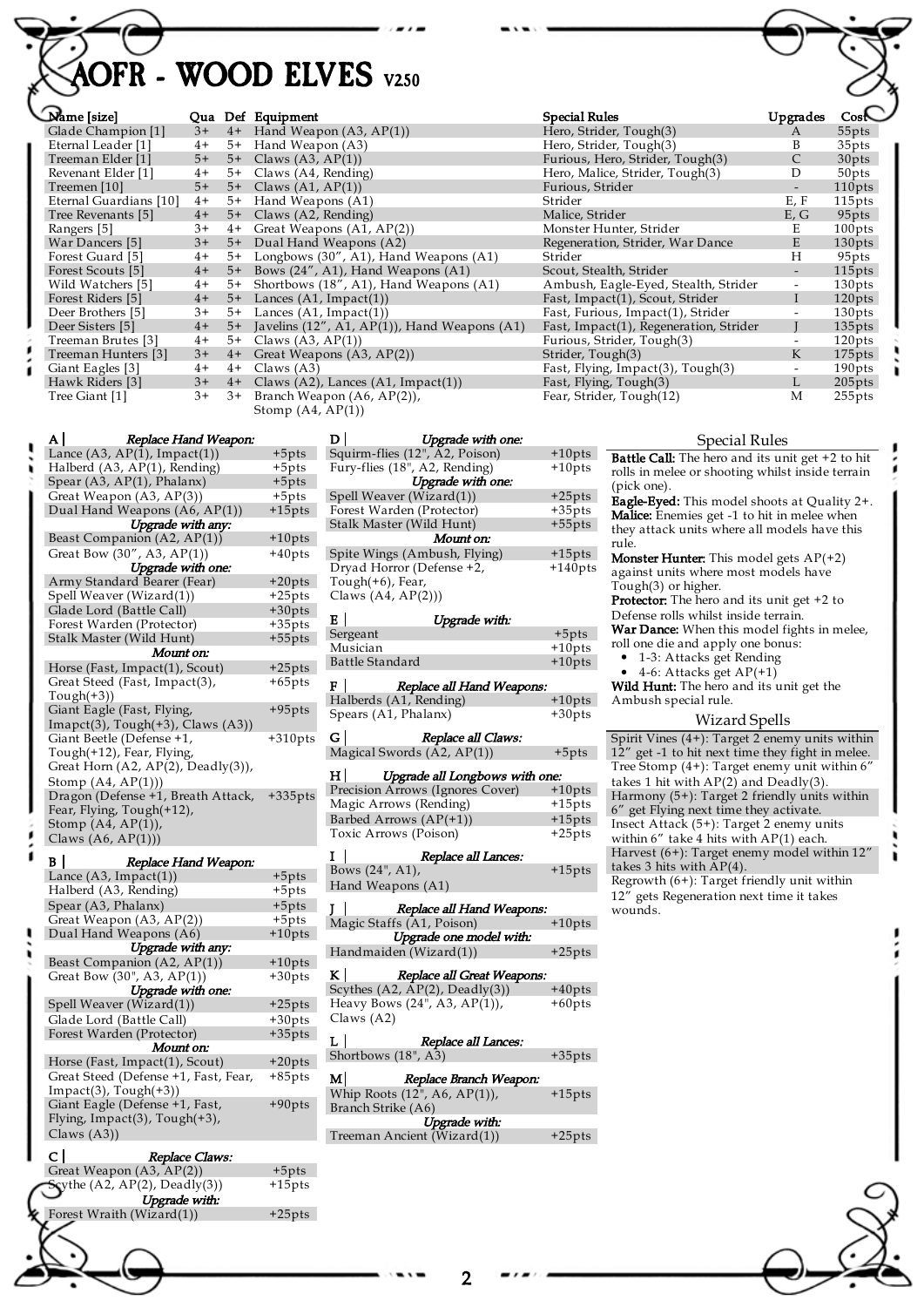# AOFR - WOOD ELVES V2.50

| Name [size] | Qua | Def | Equipment | Special Rules | Upgrades | Cost |
|---|---|---|---|---|---|---|
| Glade Champion [1] | 3+ | 4+ | Hand Weapon (A3, AP(1)) | Hero, Strider, Tough(3) | A | 55pts |
| Eternal Leader [1] | 4+ | 5+ | Hand Weapon (A3) | Hero, Strider, Tough(3) | B | 35pts |
| Treeman Elder [1] | 5+ | 5+ | Claws (A3, AP(1)) | Furious, Hero, Strider, Tough(3) | C | 30pts |
| Revenant Elder [1] | 4+ | 5+ | Claws (A4, Rending) | Hero, Malice, Strider, Tough(3) | D | 50pts |
| Treemen [10] | 5+ | 5+ | Claws (A1, AP(1)) | Furious, Strider | - | 110pts |
| Eternal Guardians [10] | 4+ | 5+ | Hand Weapons (A1) | Strider | E, F | 115pts |
| Tree Revenants [5] | 4+ | 5+ | Claws (A2, Rending) | Malice, Strider | E, G | 95pts |
| Rangers [5] | 3+ | 4+ | Great Weapons (A1, AP(2)) | Monster Hunter, Strider | E | 100pts |
| War Dancers [5] | 3+ | 5+ | Dual Hand Weapons (A2) | Regeneration, Strider, War Dance | E | 130pts |
| Forest Guard [5] | 4+ | 5+ | Longbows (30", A1), Hand Weapons (A1) | Strider | H | 95pts |
| Forest Scouts [5] | 4+ | 5+ | Bows (24", A1), Hand Weapons (A1) | Scout, Stealth, Strider | - | 115pts |
| Wild Watchers [5] | 4+ | 5+ | Shortbows (18", A1), Hand Weapons (A1) | Ambush, Eagle-Eyed, Stealth, Strider | - | 130pts |
| Forest Riders [5] | 4+ | 5+ | Lances (A1, Impact(1)) | Fast, Impact(1), Scout, Strider | I | 120pts |
| Deer Brothers [5] | 3+ | 5+ | Lances (A1, Impact(1)) | Fast, Furious, Impact(1), Strider | - | 130pts |
| Deer Sisters [5] | 4+ | 5+ | Javelins (12", A1, AP(1)), Hand Weapons (A1) | Fast, Impact(1), Regeneration, Strider | J | 135pts |
| Treeman Brutes [3] | 4+ | 5+ | Claws (A3, AP(1)) | Furious, Strider, Tough(3) | - | 120pts |
| Treeman Hunters [3] | 3+ | 4+ | Great Weapons (A3, AP(2)) | Strider, Tough(3) | K | 175pts |
| Giant Eagles [3] | 4+ | 4+ | Claws (A3) | Fast, Flying, Impact(3), Tough(3) | - | 190pts |
| Hawk Riders [3] | 3+ | 4+ | Claws (A2), Lances (A1, Impact(1)) | Fast, Flying, Tough(3) | L | 205pts |
| Tree Giant [1] | 3+ | 3+ | Branch Weapon (A6, AP(2)), Stomp (A4, AP(1)) | Fear, Strider, Tough(12) | M | 255pts |

| A | *Replace Hand Weapon:* | |
|---|---|---|
| | Lance (A3, AP(1), Impact(1)) | +5pts |
| | Halberd (A3, AP(1), Rending) | +5pts |
| | Spear (A3, AP(1), Phalanx) | +5pts |
| | Great Weapon (A3, AP(3)) | +5pts |
| | Dual Hand Weapons (A6, AP(1)) | +15pts |
| | *Upgrade with any:* | |
| | Beast Companion (A2, AP(1)) | +10pts |
| | Great Bow (30", A3, AP(1)) | +40pts |
| | *Upgrade with one:* | |
| | Army Standard Bearer (Fear) | +20pts |
| | Spell Weaver (Wizard(1)) | +25pts |
| | Glade Lord (Battle Call) | +30pts |
| | Forest Warden (Protector) | +35pts |
| | Stalk Master (Wild Hunt) | +55pts |
| | *Mount on:* | |
| | Horse (Fast, Impact(1), Scout) | +25pts |
| | Great Steed (Fast, Impact(3), Tough(+3)) | +65pts |
| | Giant Eagle (Fast, Flying, Imapct(3), Tough(+3), Claws (A3)) | +95pts |
| | Giant Beetle (Defense +1, Tough(+12), Fear, Flying, Great Horn (A2, AP(2), Deadly(3)), Stomp (A4, AP(1))) | +310pts |
| | Dragon (Defense +1, Breath Attack, Fear, Flying, Tough(+12), Stomp (A4, AP(1)), Claws (A6, AP(1))) | +335pts |

| B | *Replace Hand Weapon:* | |
|---|---|---|
| | Lance (A3, Impact(1)) | +5pts |
| | Halberd (A3, Rending) | +5pts |
| | Spear (A3, Phalanx) | +5pts |
| | Great Weapon (A3, AP(2)) | +5pts |
| | Dual Hand Weapons (A6) | +10pts |
| | *Upgrade with any:* | |
| | Beast Companion (A2, AP(1)) | +10pts |
| | Great Bow (30", A3, AP(1)) | +30pts |
| | *Upgrade with one:* | |
| | Spell Weaver (Wizard(1)) | +25pts |
| | Glade Lord (Battle Call) | +30pts |
| | Forest Warden (Protector) | +35pts |
| | *Mount on:* | |
| | Horse (Fast, Impact(1), Scout) | +20pts |
| | Great Steed (Defense +1, Fast, Fear, Impact(3), Tough(+3)) | +85pts |
| | Giant Eagle (Defense +1, Fast, Flying, Impact(3), Tough(+3), Claws (A3)) | +90pts |

| C | *Replace Claws:* | |
|---|---|---|
| | Great Weapon (A3, AP(2)) | +5pts |
| | Scythe (A2, AP(2), Deadly(3)) | +15pts |
| | *Upgrade with:* | |
| | Forest Wraith (Wizard(1)) | +25pts |

| D | *Upgrade with one:* | |
|---|---|---|
| | Squirm-flies (12", A2, Poison) | +10pts |
| | Fury-flies (18", A2, Rending) | +10pts |
| | *Upgrade with one:* | |
| | Spell Weaver (Wizard(1)) | +25pts |
| | Forest Warden (Protector) | +35pts |
| | Stalk Master (Wild Hunt) | +55pts |
| | *Mount on:* | |
| | Spite Wings (Ambush, Flying) | +15pts |
| | Dryad Horror (Defense +2, Tough(+6), Fear, Claws (A4, AP(2))) | +140pts |

| E | *Upgrade with:* | |
|---|---|---|
| | Sergeant | +5pts |
| | Musician | +10pts |
| | Battle Standard | +10pts |

| F | *Replace all Hand Weapons:* | |
|---|---|---|
| | Halberds (A1, Rending) | +10pts |
| | Spears (A1, Phalanx) | +30pts |

| G | *Replace all Claws:* | |
|---|---|---|
| | Magical Swords (A2, AP(1)) | +5pts |

| H | *Upgrade all Longbows with one:* | |
|---|---|---|
| | Precision Arrows (Ignores Cover) | +10pts |
| | Magic Arrows (Rending) | +15pts |
| | Barbed Arrows (AP(+1)) | +15pts |
| | Toxic Arrows (Poison) | +25pts |

| I | *Replace all Lances:* | |
|---|---|---|
| | Bows (24", A1), Hand Weapons (A1) | +15pts |

| J | *Replace all Hand Weapons:* | |
|---|---|---|
| | Magic Staffs (A1, Poison) | +10pts |
| | *Upgrade one model with:* | |
| | Handmaiden (Wizard(1)) | +25pts |

| K | *Replace all Great Weapons:* | |
|---|---|---|
| | Scythes (A2, AP(2), Deadly(3)) | +40pts |
| | Heavy Bows (24", A3, AP(1)), Claws (A2) | +60pts |

| L | *Replace all Lances:* | |
|---|---|---|
| | Shortbows (18", A3) | +35pts |

| M | *Replace Branch Weapon:* | |
|---|---|---|
| | Whip Roots (12", A6, AP(1)), Branch Strike (A6) | +15pts |
| | *Upgrade with:* | |
| | Treeman Ancient (Wizard(1)) | +25pts |

## Special Rules

**Battle Call:** The hero and its unit get +2 to hit rolls in melee or shooting whilst inside terrain (pick one).

**Eagle-Eyed:** This model shoots at Quality 2+.

**Malice:** Enemies get -1 to hit in melee when they attack units where all models have this rule.

**Monster Hunter:** This model gets AP(+2) against units where most models have Tough(3) or higher.

**Protector:** The hero and its unit get +2 to Defense rolls whilst inside terrain.

**War Dance:** When this model fights in melee, roll one die and apply one bonus:

- 1-3: Attacks get Rending
- 4-6: Attacks get AP(+1)

**Wild Hunt:** The hero and its unit get the Ambush special rule.

## Wizard Spells

Spirit Vines (4+): Target 2 enemy units within 12" get -1 to hit next time they fight in melee.

Tree Stomp (4+): Target enemy unit within 6" takes 1 hit with AP(2) and Deadly(3).

Harmony (5+): Target 2 friendly units within 6" get Flying next time they activate.

Insect Attack (5+): Target 2 enemy units within 6" take 4 hits with AP(1) each.

Harvest (6+): Target enemy model within 12" takes 3 hits with AP(4).

Regrowth (6+): Target friendly unit within 12" gets Regeneration next time it takes wounds.